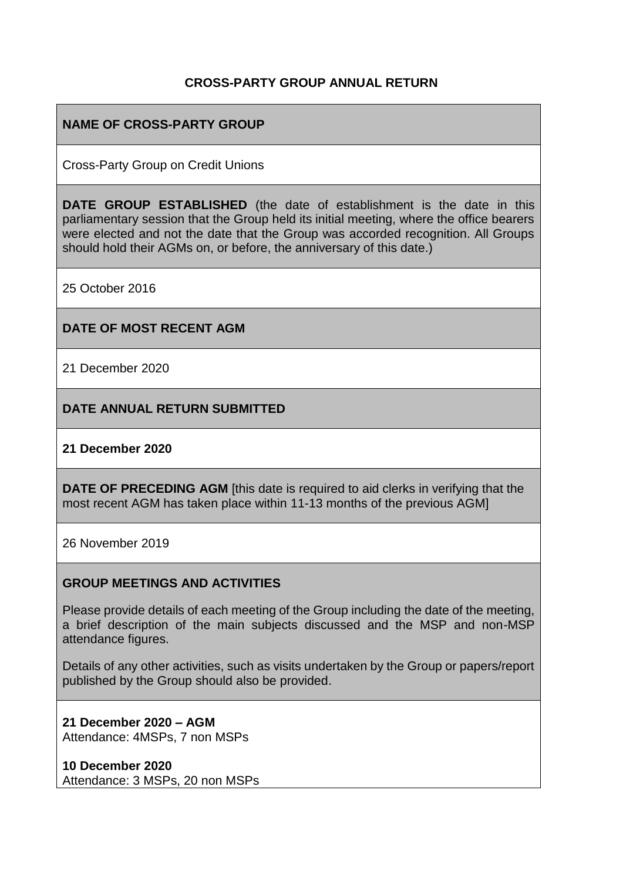# CROSS-PARTY GROUP ANNUAL RETURN

**NAME OF CROSS-PARTY GROUP**

Cross-Party Group on Credit Unions

**DATE GROUP ESTABLISHED** (the date of establishment is the date in this parliamentary session that the Group held its initial meeting, where the office bearers were elected and not the date that the Group was accorded recognition. All Groups should hold their AGMs on, or before, the anniversary of this date.)

25 October 2016

**DATE OF MOST RECENT AGM**

21 December 2020

**DATE ANNUAL RETURN SUBMITTED**

**21 December 2020**

**DATE OF PRECEDING AGM** [this date is required to aid clerks in verifying that the most recent AGM has taken place within 11-13 months of the previous AGM]

26 November 2019

**GROUP MEETINGS AND ACTIVITIES**

Please provide details of each meeting of the Group including the date of the meeting, a brief description of the main subjects discussed and the MSP and non-MSP attendance figures.

Details of any other activities, such as visits undertaken by the Group or papers/report published by the Group should also be provided.

**21 December 2020 – AGM**
Attendance: 4MSPs, 7 non MSPs

**10 December 2020**
Attendance: 3 MSPs, 20 non MSPs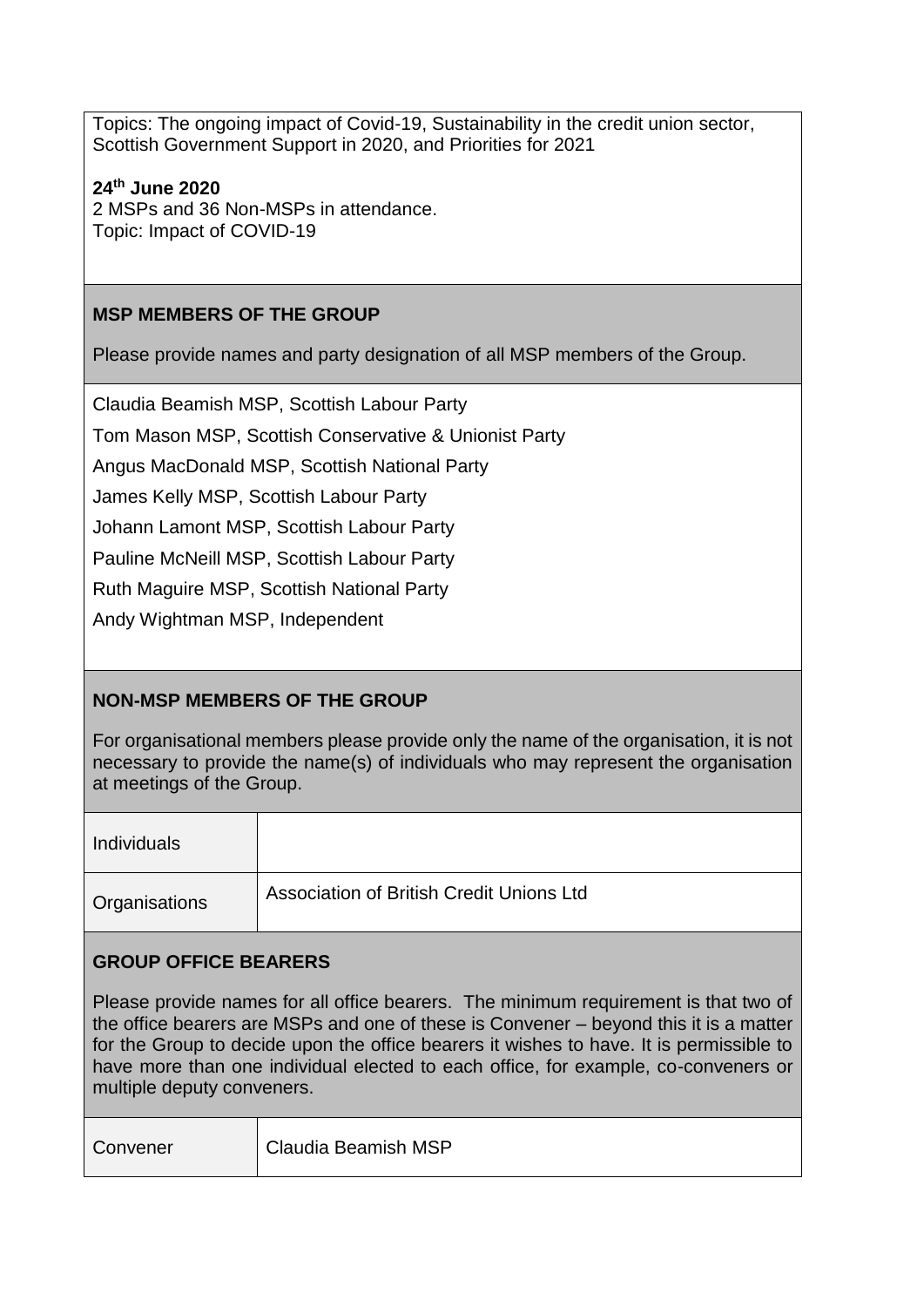Topics: The ongoing impact of Covid-19, Sustainability in the credit union sector, Scottish Government Support in 2020, and Priorities for 2021

**24th June 2020**
2 MSPs and 36 Non-MSPs in attendance.
Topic: Impact of COVID-19

### MSP MEMBERS OF THE GROUP

Please provide names and party designation of all MSP members of the Group.

Claudia Beamish MSP, Scottish Labour Party

Tom Mason MSP, Scottish Conservative & Unionist Party

Angus MacDonald MSP, Scottish National Party

James Kelly MSP, Scottish Labour Party

Johann Lamont MSP, Scottish Labour Party

Pauline McNeill MSP, Scottish Labour Party

Ruth Maguire MSP, Scottish National Party

Andy Wightman MSP, Independent

### NON-MSP MEMBERS OF THE GROUP

For organisational members please provide only the name of the organisation, it is not necessary to provide the name(s) of individuals who may represent the organisation at meetings of the Group.

| | |
|---|---|
| Individuals | |
| Organisations | Association of British Credit Unions Ltd |

### GROUP OFFICE BEARERS

Please provide names for all office bearers. The minimum requirement is that two of the office bearers are MSPs and one of these is Convener – beyond this it is a matter for the Group to decide upon the office bearers it wishes to have. It is permissible to have more than one individual elected to each office, for example, co-conveners or multiple deputy conveners.

| | |
|---|---|
| Convener | Claudia Beamish MSP |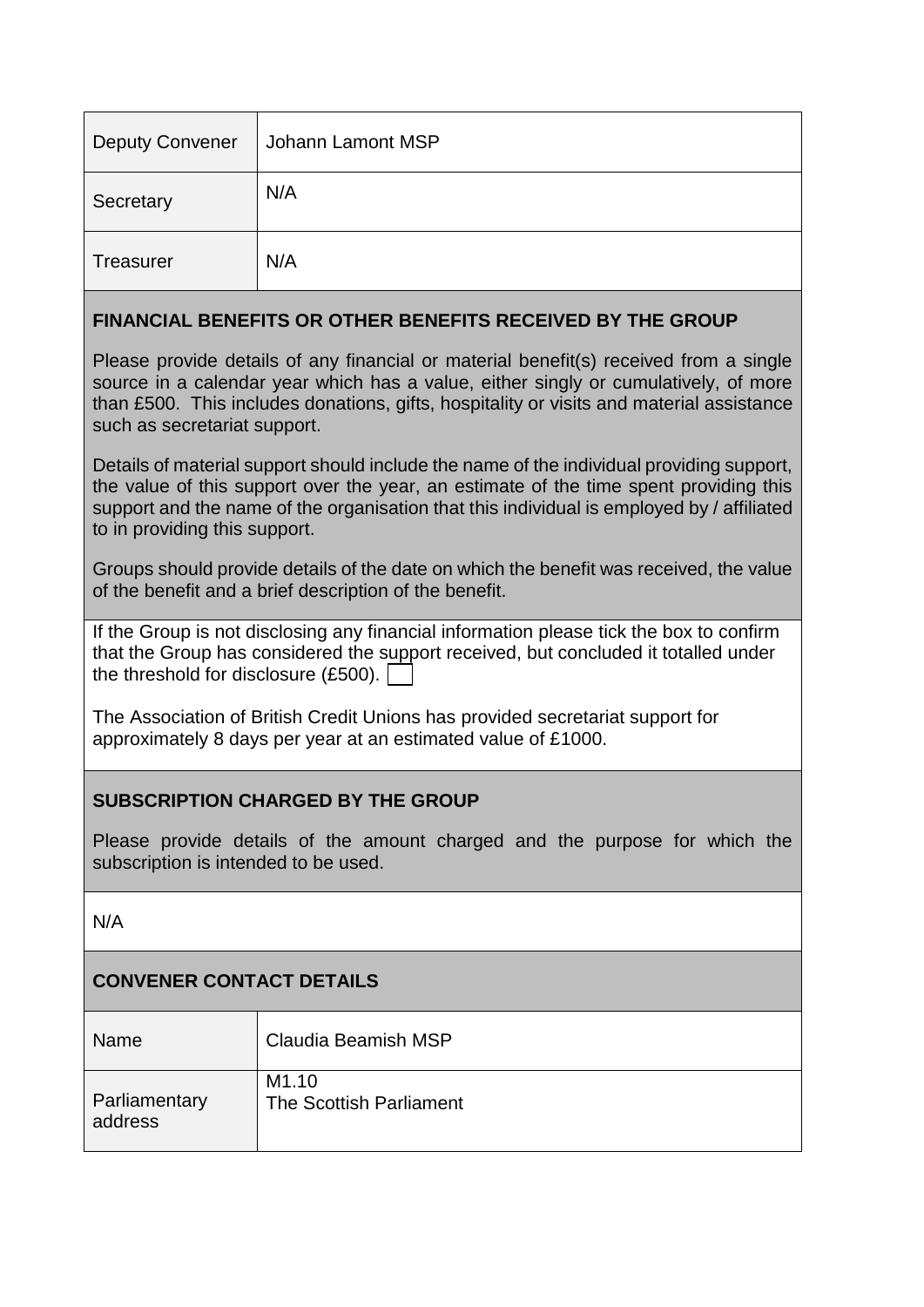| Deputy Convener | Johann Lamont MSP |
| --- | --- |
| Secretary | N/A |
| Treasurer | N/A |

## FINANCIAL BENEFITS OR OTHER BENEFITS RECEIVED BY THE GROUP

Please provide details of any financial or material benefit(s) received from a single source in a calendar year which has a value, either singly or cumulatively, of more than £500. This includes donations, gifts, hospitality or visits and material assistance such as secretariat support.

Details of material support should include the name of the individual providing support, the value of this support over the year, an estimate of the time spent providing this support and the name of the organisation that this individual is employed by / affiliated to in providing this support.

Groups should provide details of the date on which the benefit was received, the value of the benefit and a brief description of the benefit.

If the Group is not disclosing any financial information please tick the box to confirm that the Group has considered the support received, but concluded it totalled under the threshold for disclosure (£500). ☐

The Association of British Credit Unions has provided secretariat support for approximately 8 days per year at an estimated value of £1000.

## SUBSCRIPTION CHARGED BY THE GROUP

Please provide details of the amount charged and the purpose for which the subscription is intended to be used.

N/A

## CONVENER CONTACT DETAILS

| Name | Claudia Beamish MSP |
| --- | --- |
| Parliamentary address | M1.10<br>The Scottish Parliament |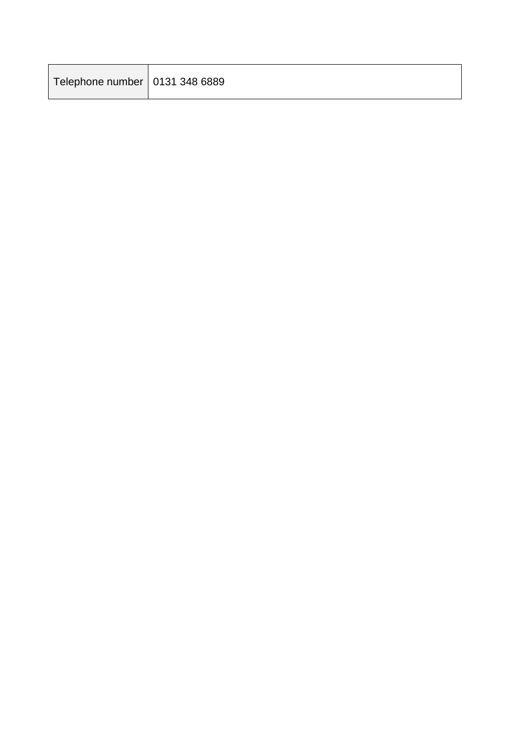| | |
|---|---|
| Telephone number | 0131 348 6889 |